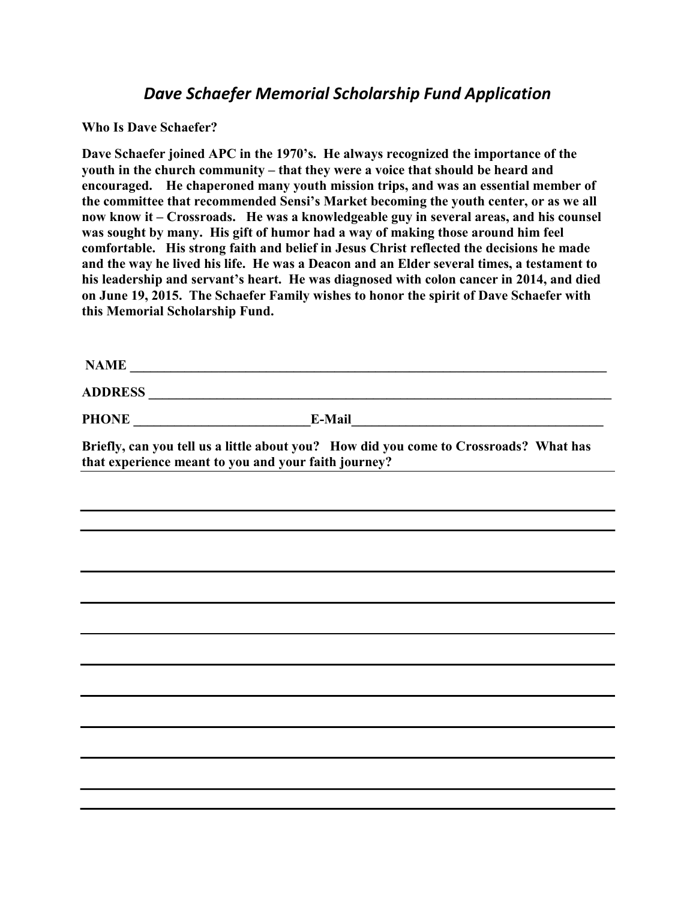# *Dave Schaefer Memorial Scholarship Fund Application*

**Who Is Dave Schaefer?**

**Dave Schaefer joined APC in the 1970's. He always recognized the importance of the youth in the church community – that they were a voice that should be heard and encouraged. He chaperoned many youth mission trips, and was an essential member of the committee that recommended Sensi's Market becoming the youth center, or as we all now know it – Crossroads. He was a knowledgeable guy in several areas, and his counsel was sought by many. His gift of humor had a way of making those around him feel comfortable. His strong faith and belief in Jesus Christ reflected the decisions he made and the way he lived his life. He was a Deacon and an Elder several times, a testament to his leadership and servant's heart. He was diagnosed with colon cancer in 2014, and died on June 19, 2015. The Schaefer Family wishes to honor the spirit of Dave Schaefer with this Memorial Scholarship Fund.**

**NAME** ___________________________________________________________________________

**ADDRESS** ________________________________________________________________________

**PHONE** ___________________________ **E-Mail** ______________________________________

**Briefly, can you tell us a little about you? How did you come to Crossroads? What has that experience meant to you and your faith journey?**

_______________________________________________________________________________

_______________________________________________________________________________

_______________________________________________________________________________

_______________________________________________________________________________

_______________________________________________________________________________

_______________________________________________________________________________

_______________________________________________________________________________

_______________________________________________________________________________

_______________________________________________________________________________

_______________________________________________________________________________

_______________________________________________________________________________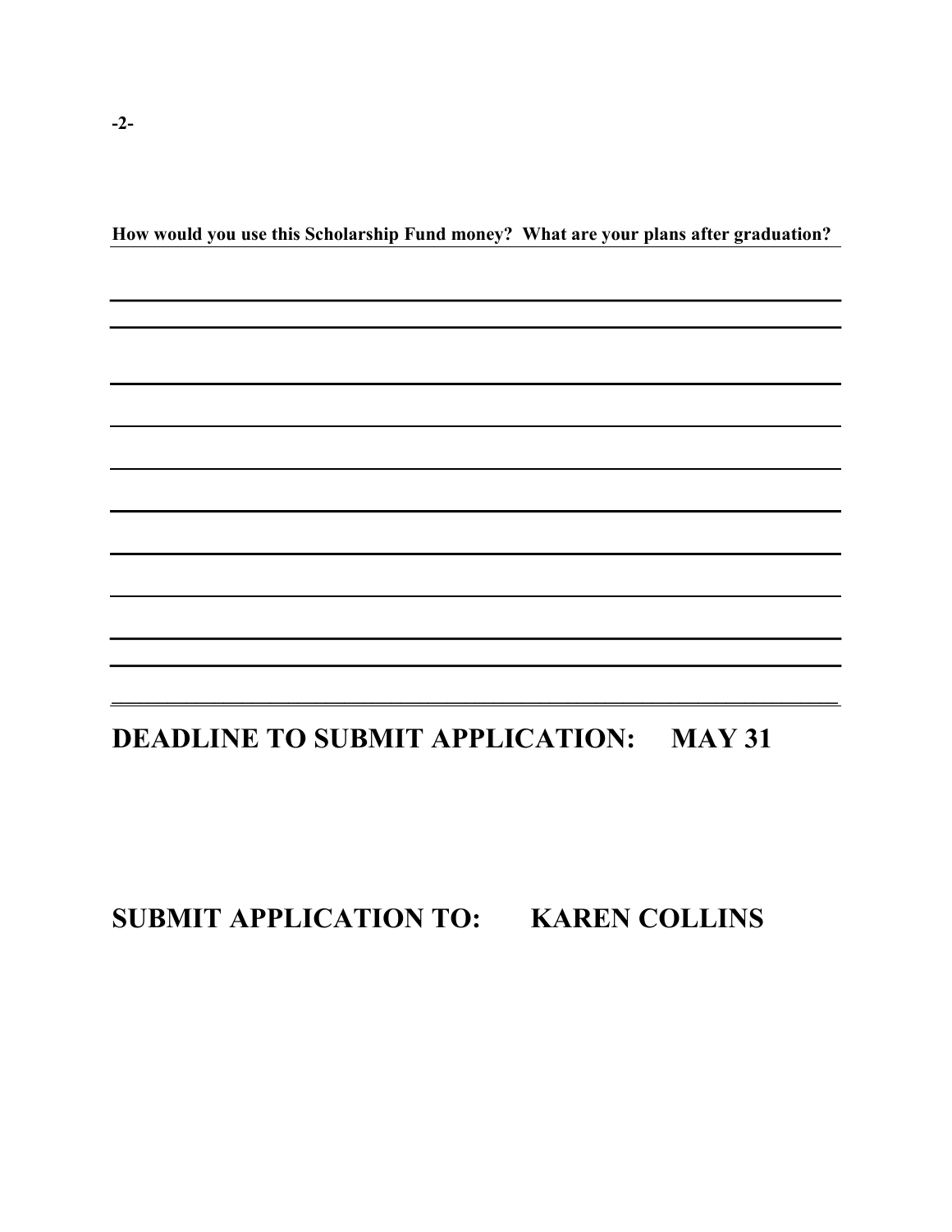**How would you use this Scholarship Fund money? What are your plans after graduation?**

# DEADLINE TO SUBMIT APPLICATION: MAY 31

# SUBMIT APPLICATION TO: KAREN COLLINS